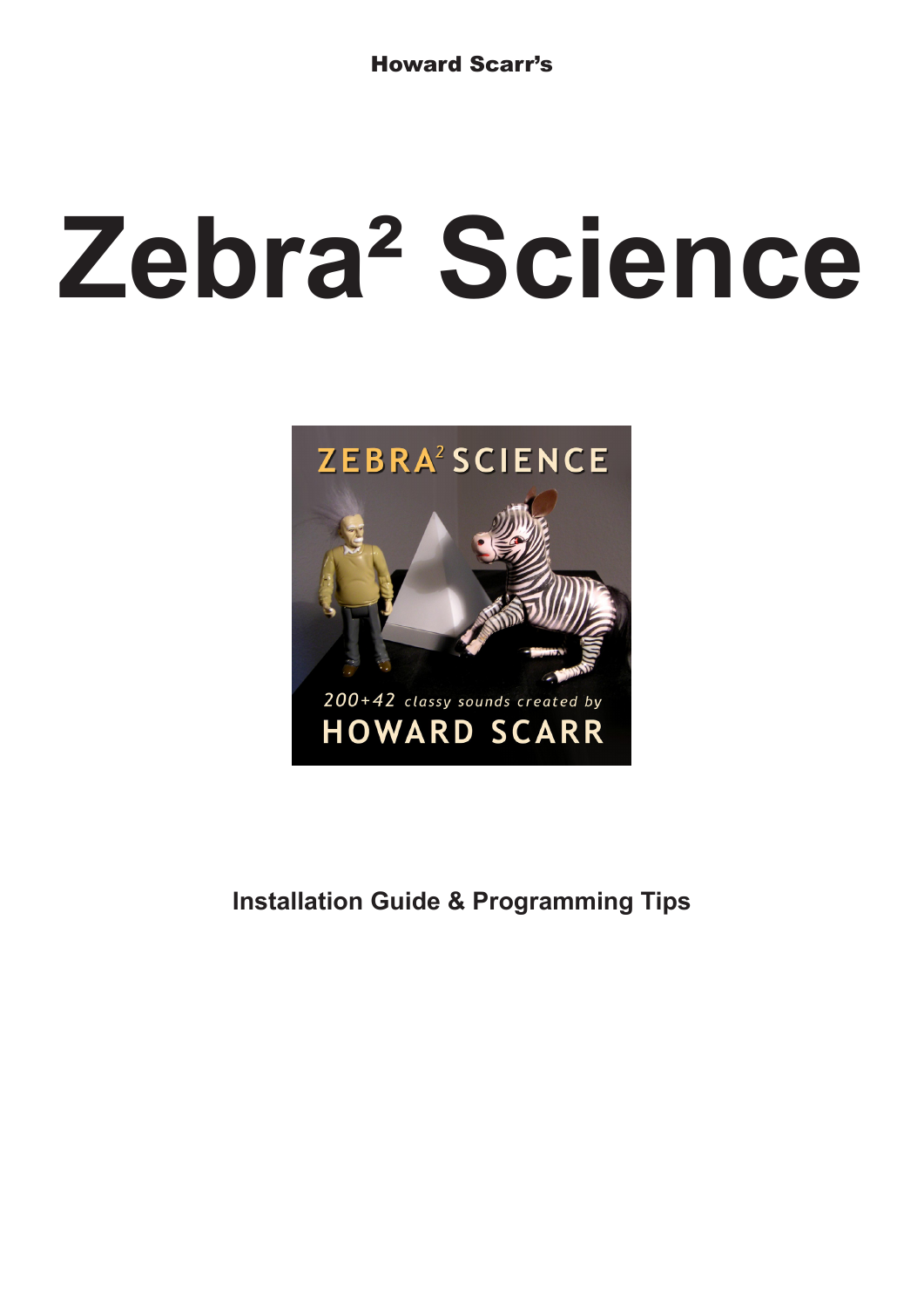**Howard Scarr's**

# Zebra² Science

**Installation Guide & Programming Tips**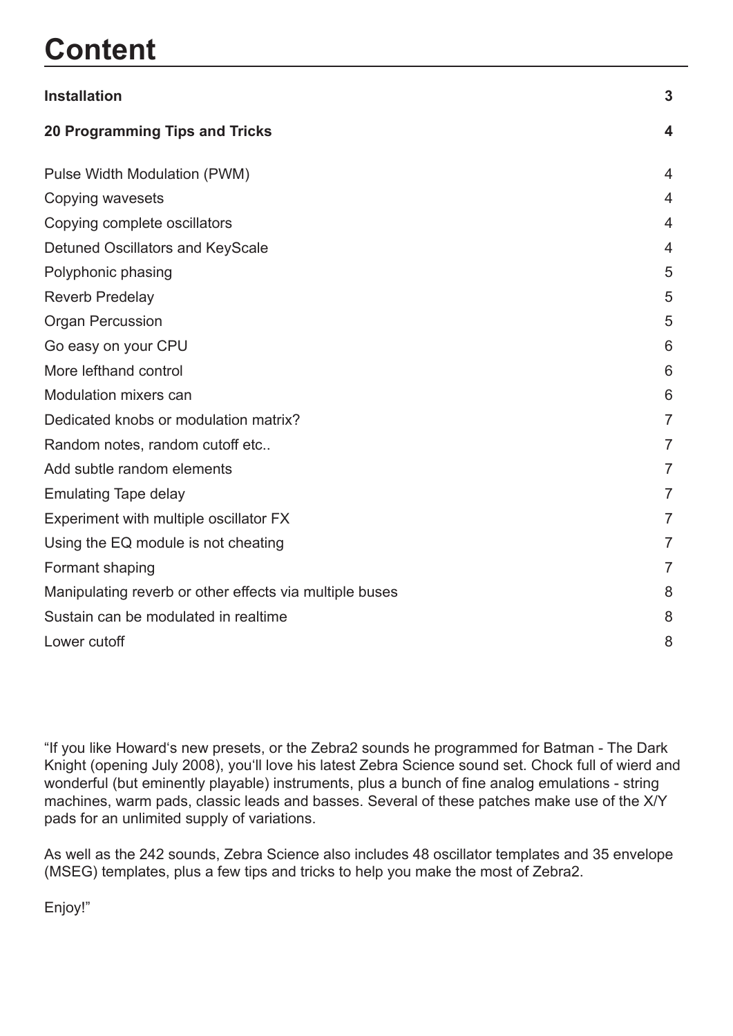# Content

| | |
|---|---|
| **Installation** | **3** |
| **20 Programming Tips and Tricks** | **4** |
| Pulse Width Modulation (PWM) | 4 |
| Copying wavesets | 4 |
| Copying complete oscillators | 4 |
| Detuned Oscillators and KeyScale | 4 |
| Polyphonic phasing | 5 |
| Reverb Predelay | 5 |
| Organ Percussion | 5 |
| Go easy on your CPU | 6 |
| More lefthand control | 6 |
| Modulation mixers can | 6 |
| Dedicated knobs or modulation matrix? | 7 |
| Random notes, random cutoff etc.. | 7 |
| Add subtle random elements | 7 |
| Emulating Tape delay | 7 |
| Experiment with multiple oscillator FX | 7 |
| Using the EQ module is not cheating | 7 |
| Formant shaping | 7 |
| Manipulating reverb or other effects via multiple buses | 8 |
| Sustain can be modulated in realtime | 8 |
| Lower cutoff | 8 |

“If you like Howard‘s new presets, or the Zebra2 sounds he programmed for Batman - The Dark Knight (opening July 2008), you‘ll love his latest Zebra Science sound set. Chock full of wierd and wonderful (but eminently playable) instruments, plus a bunch of fine analog emulations - string machines, warm pads, classic leads and basses. Several of these patches make use of the X/Y pads for an unlimited supply of variations.

As well as the 242 sounds, Zebra Science also includes 48 oscillator templates and 35 envelope (MSEG) templates, plus a few tips and tricks to help you make the most of Zebra2.

Enjoy!”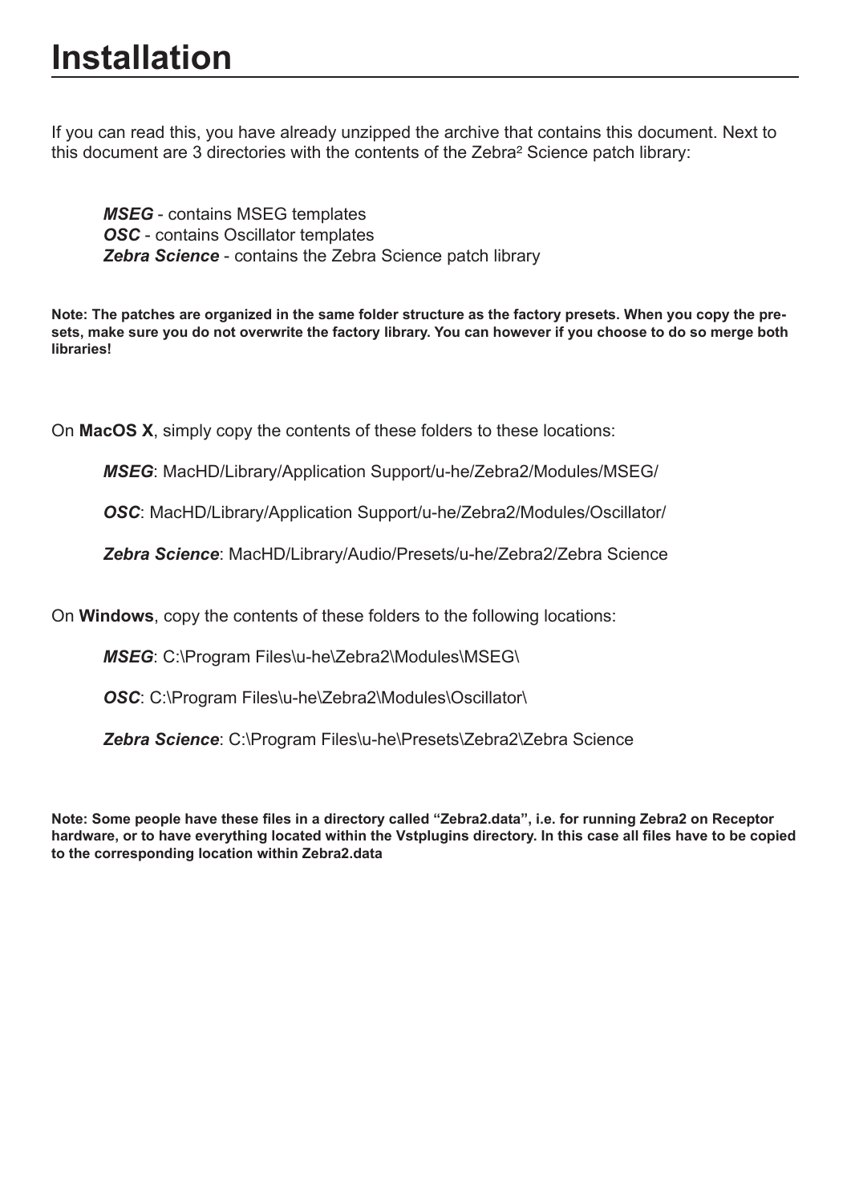# Installation

If you can read this, you have already unzipped the archive that contains this document. Next to this document are 3 directories with the contents of the Zebra² Science patch library:

***MSEG*** - contains MSEG templates
***OSC*** - contains Oscillator templates
***Zebra Science*** - contains the Zebra Science patch library

**Note: The patches are organized in the same folder structure as the factory presets. When you copy the presets, make sure you do not overwrite the factory library. You can however if you choose to do so merge both libraries!**

On **MacOS X**, simply copy the contents of these folders to these locations:

***MSEG***: MacHD/Library/Application Support/u-he/Zebra2/Modules/MSEG/

***OSC***: MacHD/Library/Application Support/u-he/Zebra2/Modules/Oscillator/

***Zebra Science***: MacHD/Library/Audio/Presets/u-he/Zebra2/Zebra Science

On **Windows**, copy the contents of these folders to the following locations:

***MSEG***: C:\Program Files\u-he\Zebra2\Modules\MSEG\

***OSC***: C:\Program Files\u-he\Zebra2\Modules\Oscillator\

***Zebra Science***: C:\Program Files\u-he\Presets\Zebra2\Zebra Science

**Note: Some people have these files in a directory called "Zebra2.data", i.e. for running Zebra2 on Receptor hardware, or to have everything located within the Vstplugins directory. In this case all files have to be copied to the corresponding location within Zebra2.data**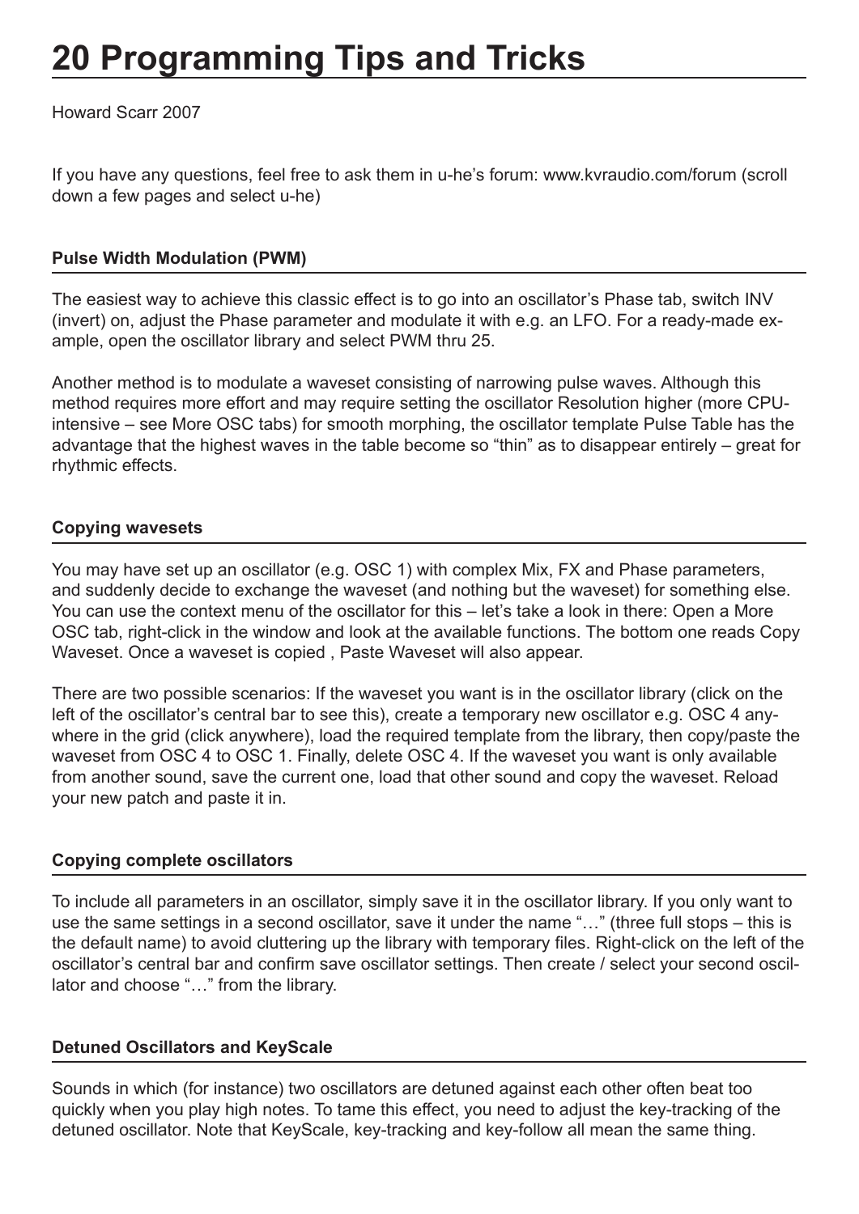# 20 Programming Tips and Tricks

Howard Scarr 2007

If you have any questions, feel free to ask them in u-he's forum: www.kvraudio.com/forum (scroll down a few pages and select u-he)

### Pulse Width Modulation (PWM)

The easiest way to achieve this classic effect is to go into an oscillator's Phase tab, switch INV (invert) on, adjust the Phase parameter and modulate it with e.g. an LFO. For a ready-made example, open the oscillator library and select PWM thru 25.

Another method is to modulate a waveset consisting of narrowing pulse waves. Although this method requires more effort and may require setting the oscillator Resolution higher (more CPU-intensive – see More OSC tabs) for smooth morphing, the oscillator template Pulse Table has the advantage that the highest waves in the table become so "thin" as to disappear entirely – great for rhythmic effects.

### Copying wavesets

You may have set up an oscillator (e.g. OSC 1) with complex Mix, FX and Phase parameters, and suddenly decide to exchange the waveset (and nothing but the waveset) for something else. You can use the context menu of the oscillator for this – let's take a look in there: Open a More OSC tab, right-click in the window and look at the available functions. The bottom one reads Copy Waveset. Once a waveset is copied , Paste Waveset will also appear.

There are two possible scenarios: If the waveset you want is in the oscillator library (click on the left of the oscillator's central bar to see this), create a temporary new oscillator e.g. OSC 4 anywhere in the grid (click anywhere), load the required template from the library, then copy/paste the waveset from OSC 4 to OSC 1. Finally, delete OSC 4. If the waveset you want is only available from another sound, save the current one, load that other sound and copy the waveset. Reload your new patch and paste it in.

### Copying complete oscillators

To include all parameters in an oscillator, simply save it in the oscillator library. If you only want to use the same settings in a second oscillator, save it under the name "…" (three full stops – this is the default name) to avoid cluttering up the library with temporary files. Right-click on the left of the oscillator's central bar and confirm save oscillator settings. Then create / select your second oscillator and choose "…" from the library.

### Detuned Oscillators and KeyScale

Sounds in which (for instance) two oscillators are detuned against each other often beat too quickly when you play high notes. To tame this effect, you need to adjust the key-tracking of the detuned oscillator. Note that KeyScale, key-tracking and key-follow all mean the same thing.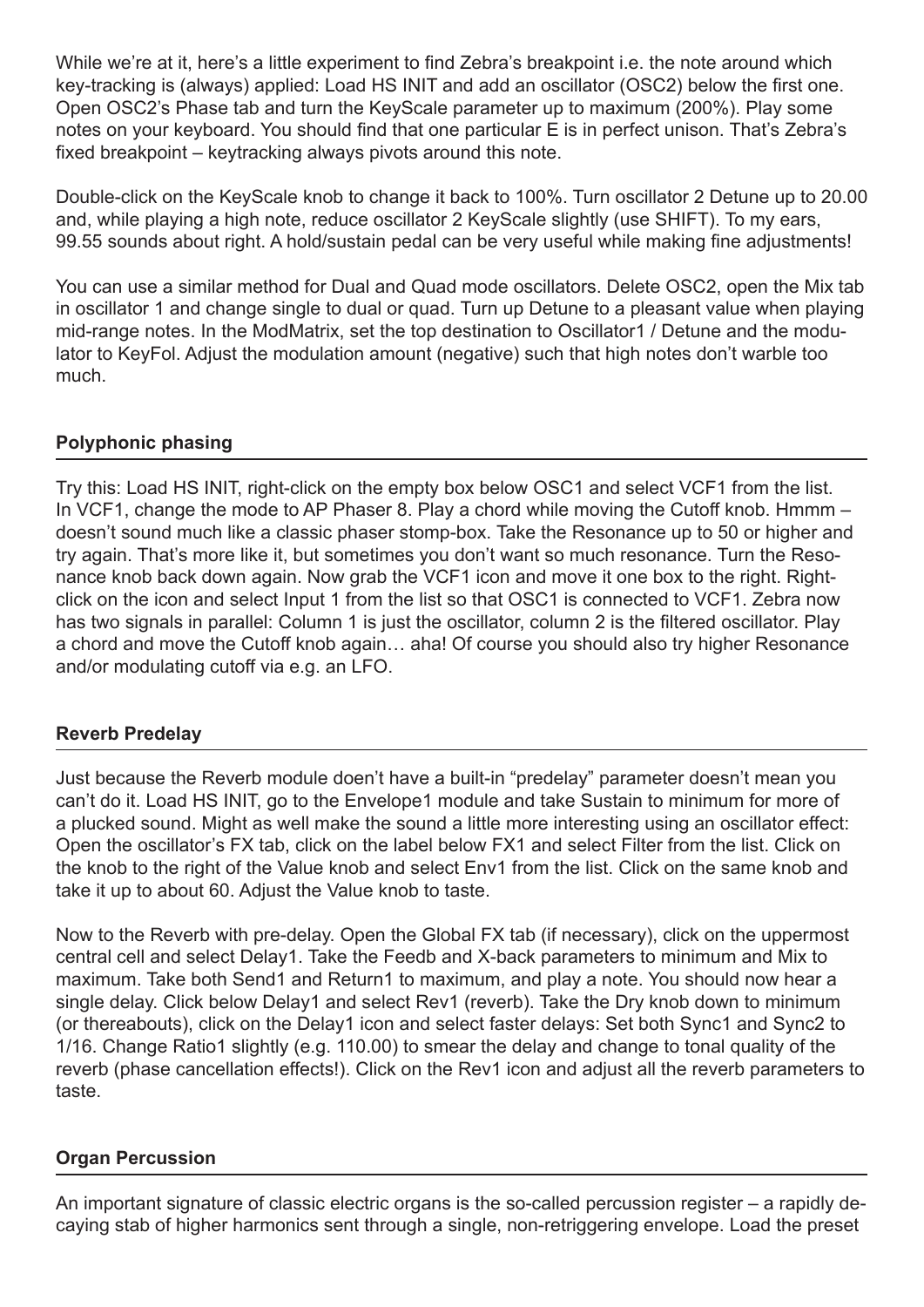While we're at it, here's a little experiment to find Zebra's breakpoint i.e. the note around which key-tracking is (always) applied: Load HS INIT and add an oscillator (OSC2) below the first one. Open OSC2's Phase tab and turn the KeyScale parameter up to maximum (200%). Play some notes on your keyboard. You should find that one particular E is in perfect unison. That's Zebra's fixed breakpoint – keytracking always pivots around this note.

Double-click on the KeyScale knob to change it back to 100%. Turn oscillator 2 Detune up to 20.00 and, while playing a high note, reduce oscillator 2 KeyScale slightly (use SHIFT). To my ears, 99.55 sounds about right. A hold/sustain pedal can be very useful while making fine adjustments!

You can use a similar method for Dual and Quad mode oscillators. Delete OSC2, open the Mix tab in oscillator 1 and change single to dual or quad. Turn up Detune to a pleasant value when playing mid-range notes. In the ModMatrix, set the top destination to Oscillator1 / Detune and the modulator to KeyFol. Adjust the modulation amount (negative) such that high notes don't warble too much.

## Polyphonic phasing

Try this: Load HS INIT, right-click on the empty box below OSC1 and select VCF1 from the list. In VCF1, change the mode to AP Phaser 8. Play a chord while moving the Cutoff knob. Hmmm – doesn't sound much like a classic phaser stomp-box. Take the Resonance up to 50 or higher and try again. That's more like it, but sometimes you don't want so much resonance. Turn the Resonance knob back down again. Now grab the VCF1 icon and move it one box to the right. Right-click on the icon and select Input 1 from the list so that OSC1 is connected to VCF1. Zebra now has two signals in parallel: Column 1 is just the oscillator, column 2 is the filtered oscillator. Play a chord and move the Cutoff knob again… aha! Of course you should also try higher Resonance and/or modulating cutoff via e.g. an LFO.

## Reverb Predelay

Just because the Reverb module doen't have a built-in "predelay" parameter doesn't mean you can't do it. Load HS INIT, go to the Envelope1 module and take Sustain to minimum for more of a plucked sound. Might as well make the sound a little more interesting using an oscillator effect: Open the oscillator's FX tab, click on the label below FX1 and select Filter from the list. Click on the knob to the right of the Value knob and select Env1 from the list. Click on the same knob and take it up to about 60. Adjust the Value knob to taste.

Now to the Reverb with pre-delay. Open the Global FX tab (if necessary), click on the uppermost central cell and select Delay1. Take the Feedb and X-back parameters to minimum and Mix to maximum. Take both Send1 and Return1 to maximum, and play a note. You should now hear a single delay. Click below Delay1 and select Rev1 (reverb). Take the Dry knob down to minimum (or thereabouts), click on the Delay1 icon and select faster delays: Set both Sync1 and Sync2 to 1/16. Change Ratio1 slightly (e.g. 110.00) to smear the delay and change to tonal quality of the reverb (phase cancellation effects!). Click on the Rev1 icon and adjust all the reverb parameters to taste.

## Organ Percussion

An important signature of classic electric organs is the so-called percussion register – a rapidly decaying stab of higher harmonics sent through a single, non-retriggering envelope. Load the preset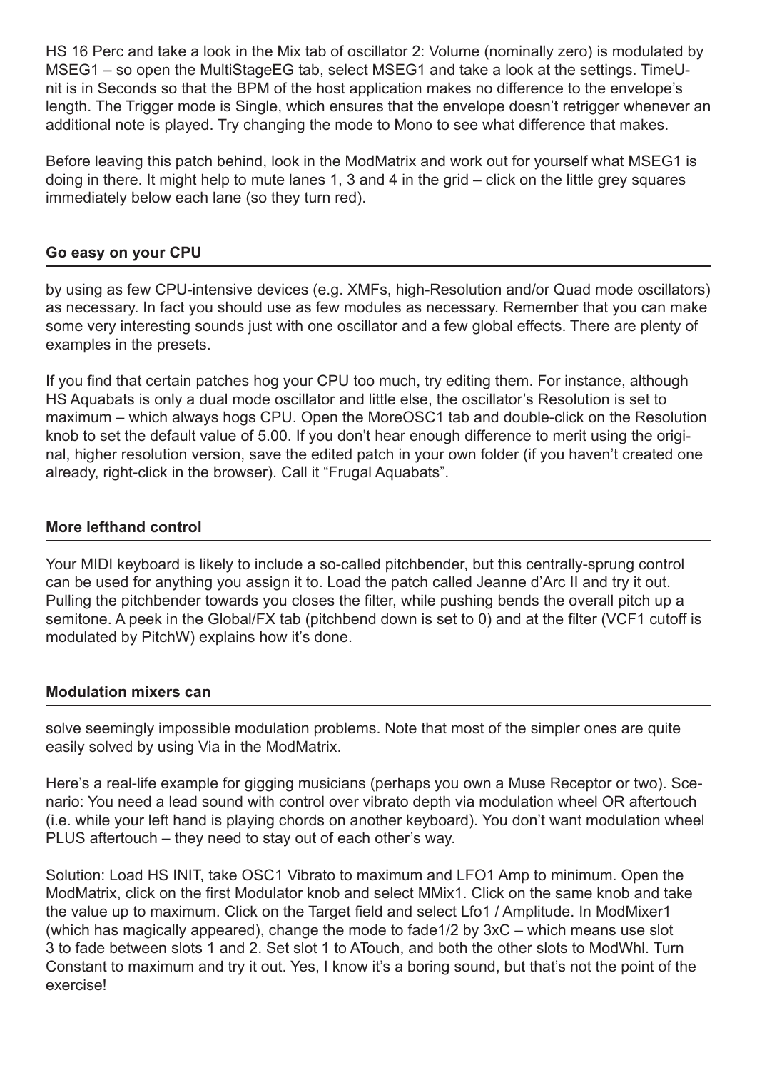HS 16 Perc and take a look in the Mix tab of oscillator 2: Volume (nominally zero) is modulated by MSEG1 – so open the MultiStageEG tab, select MSEG1 and take a look at the settings. TimeUnit is in Seconds so that the BPM of the host application makes no difference to the envelope's length. The Trigger mode is Single, which ensures that the envelope doesn't retrigger whenever an additional note is played. Try changing the mode to Mono to see what difference that makes.

Before leaving this patch behind, look in the ModMatrix and work out for yourself what MSEG1 is doing in there. It might help to mute lanes 1, 3 and 4 in the grid – click on the little grey squares immediately below each lane (so they turn red).

### Go easy on your CPU

by using as few CPU-intensive devices (e.g. XMFs, high-Resolution and/or Quad mode oscillators) as necessary. In fact you should use as few modules as necessary. Remember that you can make some very interesting sounds just with one oscillator and a few global effects. There are plenty of examples in the presets.

If you find that certain patches hog your CPU too much, try editing them. For instance, although HS Aquabats is only a dual mode oscillator and little else, the oscillator's Resolution is set to maximum – which always hogs CPU. Open the MoreOSC1 tab and double-click on the Resolution knob to set the default value of 5.00. If you don't hear enough difference to merit using the original, higher resolution version, save the edited patch in your own folder (if you haven't created one already, right-click in the browser). Call it "Frugal Aquabats".

### More lefthand control

Your MIDI keyboard is likely to include a so-called pitchbender, but this centrally-sprung control can be used for anything you assign it to. Load the patch called Jeanne d'Arc II and try it out. Pulling the pitchbender towards you closes the filter, while pushing bends the overall pitch up a semitone. A peek in the Global/FX tab (pitchbend down is set to 0) and at the filter (VCF1 cutoff is modulated by PitchW) explains how it's done.

### Modulation mixers can

solve seemingly impossible modulation problems. Note that most of the simpler ones are quite easily solved by using Via in the ModMatrix.

Here's a real-life example for gigging musicians (perhaps you own a Muse Receptor or two). Scenario: You need a lead sound with control over vibrato depth via modulation wheel OR aftertouch (i.e. while your left hand is playing chords on another keyboard). You don't want modulation wheel PLUS aftertouch – they need to stay out of each other's way.

Solution: Load HS INIT, take OSC1 Vibrato to maximum and LFO1 Amp to minimum. Open the ModMatrix, click on the first Modulator knob and select MMix1. Click on the same knob and take the value up to maximum. Click on the Target field and select Lfo1 / Amplitude. In ModMixer1 (which has magically appeared), change the mode to fade1/2 by 3xC – which means use slot 3 to fade between slots 1 and 2. Set slot 1 to ATouch, and both the other slots to ModWhl. Turn Constant to maximum and try it out. Yes, I know it's a boring sound, but that's not the point of the exercise!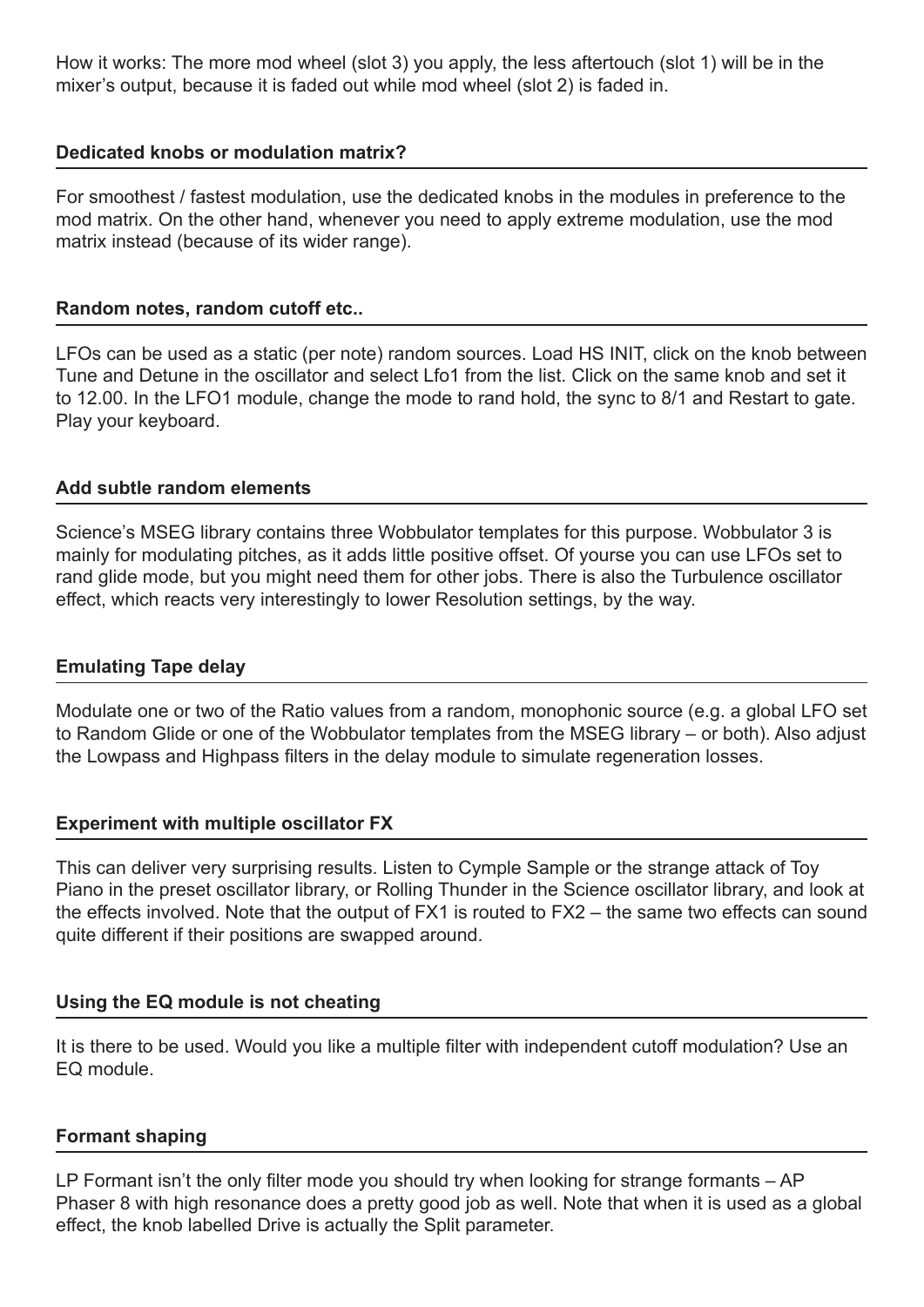How it works: The more mod wheel (slot 3) you apply, the less aftertouch (slot 1) will be in the mixer's output, because it is faded out while mod wheel (slot 2) is faded in.

### Dedicated knobs or modulation matrix?

For smoothest / fastest modulation, use the dedicated knobs in the modules in preference to the mod matrix. On the other hand, whenever you need to apply extreme modulation, use the mod matrix instead (because of its wider range).

### Random notes, random cutoff etc..

LFOs can be used as a static (per note) random sources. Load HS INIT, click on the knob between Tune and Detune in the oscillator and select Lfo1 from the list. Click on the same knob and set it to 12.00. In the LFO1 module, change the mode to rand hold, the sync to 8/1 and Restart to gate. Play your keyboard.

### Add subtle random elements

Science's MSEG library contains three Wobbulator templates for this purpose. Wobbulator 3 is mainly for modulating pitches, as it adds little positive offset. Of yourse you can use LFOs set to rand glide mode, but you might need them for other jobs. There is also the Turbulence oscillator effect, which reacts very interestingly to lower Resolution settings, by the way.

### Emulating Tape delay

Modulate one or two of the Ratio values from a random, monophonic source (e.g. a global LFO set to Random Glide or one of the Wobbulator templates from the MSEG library – or both). Also adjust the Lowpass and Highpass filters in the delay module to simulate regeneration losses.

### Experiment with multiple oscillator FX

This can deliver very surprising results. Listen to Cymple Sample or the strange attack of Toy Piano in the preset oscillator library, or Rolling Thunder in the Science oscillator library, and look at the effects involved. Note that the output of FX1 is routed to FX2 – the same two effects can sound quite different if their positions are swapped around.

### Using the EQ module is not cheating

It is there to be used. Would you like a multiple filter with independent cutoff modulation? Use an EQ module.

### Formant shaping

LP Formant isn't the only filter mode you should try when looking for strange formants – AP Phaser 8 with high resonance does a pretty good job as well. Note that when it is used as a global effect, the knob labelled Drive is actually the Split parameter.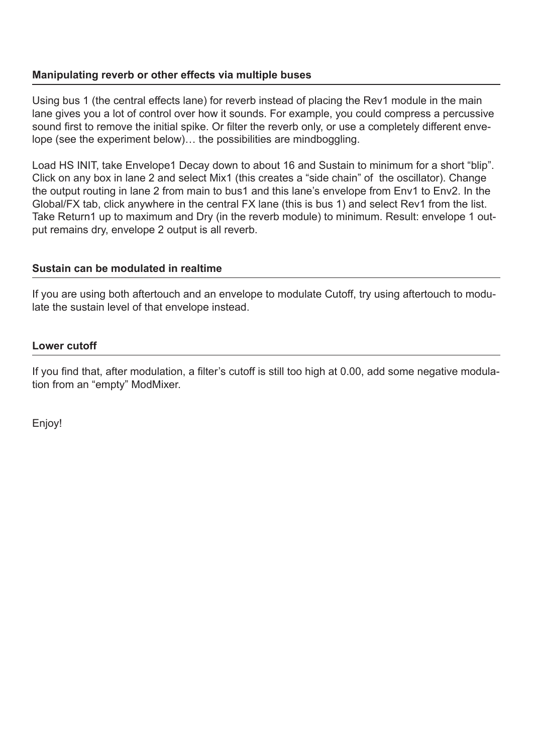### Manipulating reverb or other effects via multiple buses

Using bus 1 (the central effects lane) for reverb instead of placing the Rev1 module in the main lane gives you a lot of control over how it sounds. For example, you could compress a percussive sound first to remove the initial spike. Or filter the reverb only, or use a completely different envelope (see the experiment below)… the possibilities are mindboggling.

Load HS INIT, take Envelope1 Decay down to about 16 and Sustain to minimum for a short "blip". Click on any box in lane 2 and select Mix1 (this creates a "side chain" of the oscillator). Change the output routing in lane 2 from main to bus1 and this lane's envelope from Env1 to Env2. In the Global/FX tab, click anywhere in the central FX lane (this is bus 1) and select Rev1 from the list. Take Return1 up to maximum and Dry (in the reverb module) to minimum. Result: envelope 1 output remains dry, envelope 2 output is all reverb.

### Sustain can be modulated in realtime

If you are using both aftertouch and an envelope to modulate Cutoff, try using aftertouch to modulate the sustain level of that envelope instead.

### Lower cutoff

If you find that, after modulation, a filter's cutoff is still too high at 0.00, add some negative modulation from an "empty" ModMixer.

Enjoy!